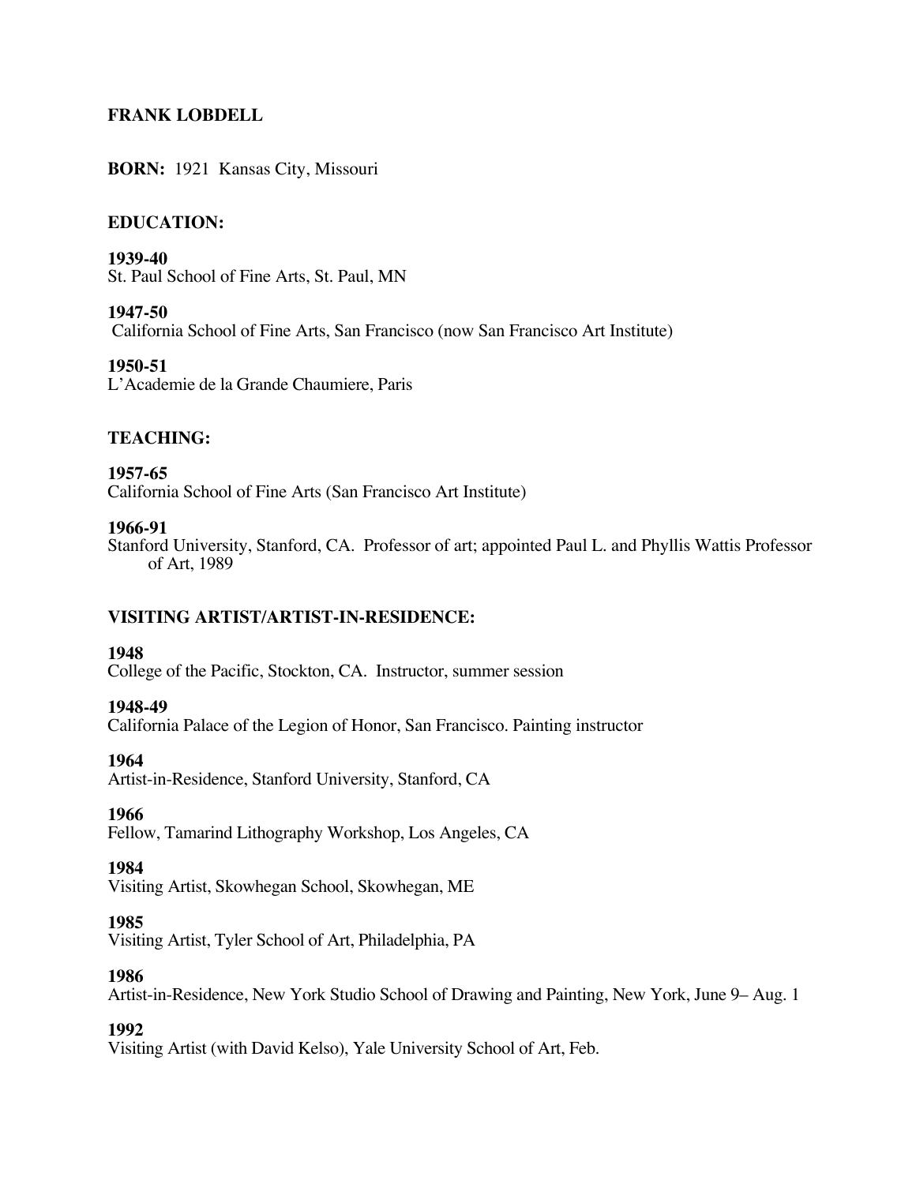**FRANK LOBDELL**

**BORN:** 1921 Kansas City, Missouri

**EDUCATION:**

**1939-40**
St. Paul School of Fine Arts, St. Paul, MN

**1947-50**
California School of Fine Arts, San Francisco (now San Francisco Art Institute)

**1950-51**
L'Academie de la Grande Chaumiere, Paris

**TEACHING:**

**1957-65**
California School of Fine Arts (San Francisco Art Institute)

**1966-91**
Stanford University, Stanford, CA. Professor of art; appointed Paul L. and Phyllis Wattis Professor of Art, 1989

**VISITING ARTIST/ARTIST-IN-RESIDENCE:**

**1948**
College of the Pacific, Stockton, CA. Instructor, summer session

**1948-49**
California Palace of the Legion of Honor, San Francisco. Painting instructor

**1964**
Artist-in-Residence, Stanford University, Stanford, CA

**1966**
Fellow, Tamarind Lithography Workshop, Los Angeles, CA

**1984**
Visiting Artist, Skowhegan School, Skowhegan, ME

**1985**
Visiting Artist, Tyler School of Art, Philadelphia, PA

**1986**
Artist-in-Residence, New York Studio School of Drawing and Painting, New York, June 9– Aug. 1

**1992**
Visiting Artist (with David Kelso), Yale University School of Art, Feb.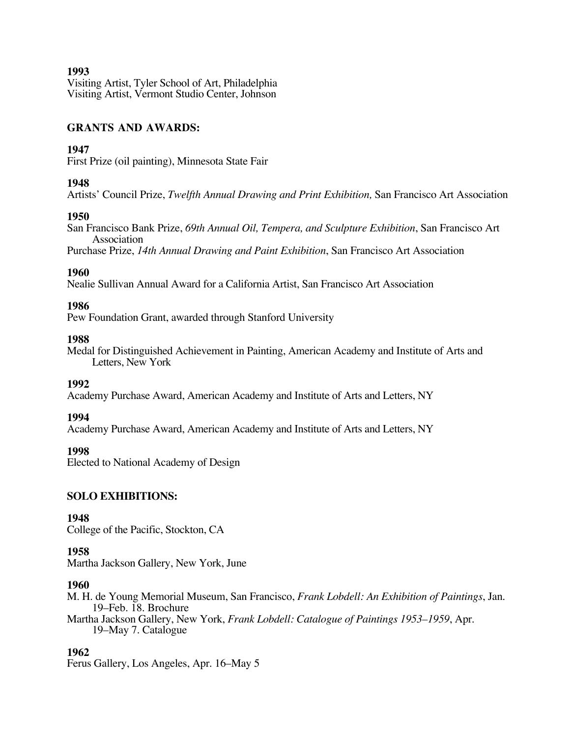**1993**
Visiting Artist, Tyler School of Art, Philadelphia
Visiting Artist, Vermont Studio Center, Johnson

## GRANTS AND AWARDS:

**1947**
First Prize (oil painting), Minnesota State Fair

**1948**
Artists' Council Prize, *Twelfth Annual Drawing and Print Exhibition,* San Francisco Art Association

**1950**
San Francisco Bank Prize, *69th Annual Oil, Tempera, and Sculpture Exhibition*, San Francisco Art Association
Purchase Prize, *14th Annual Drawing and Paint Exhibition*, San Francisco Art Association

**1960**
Nealie Sullivan Annual Award for a California Artist, San Francisco Art Association

**1986**
Pew Foundation Grant, awarded through Stanford University

**1988**
Medal for Distinguished Achievement in Painting, American Academy and Institute of Arts and Letters, New York

**1992**
Academy Purchase Award, American Academy and Institute of Arts and Letters, NY

**1994**
Academy Purchase Award, American Academy and Institute of Arts and Letters, NY

**1998**
Elected to National Academy of Design

## SOLO EXHIBITIONS:

**1948**
College of the Pacific, Stockton, CA

**1958**
Martha Jackson Gallery, New York, June

**1960**
M. H. de Young Memorial Museum, San Francisco, *Frank Lobdell: An Exhibition of Paintings*, Jan. 19–Feb. 18. Brochure
Martha Jackson Gallery, New York, *Frank Lobdell: Catalogue of Paintings 1953–1959*, Apr. 19–May 7. Catalogue

**1962**
Ferus Gallery, Los Angeles, Apr. 16–May 5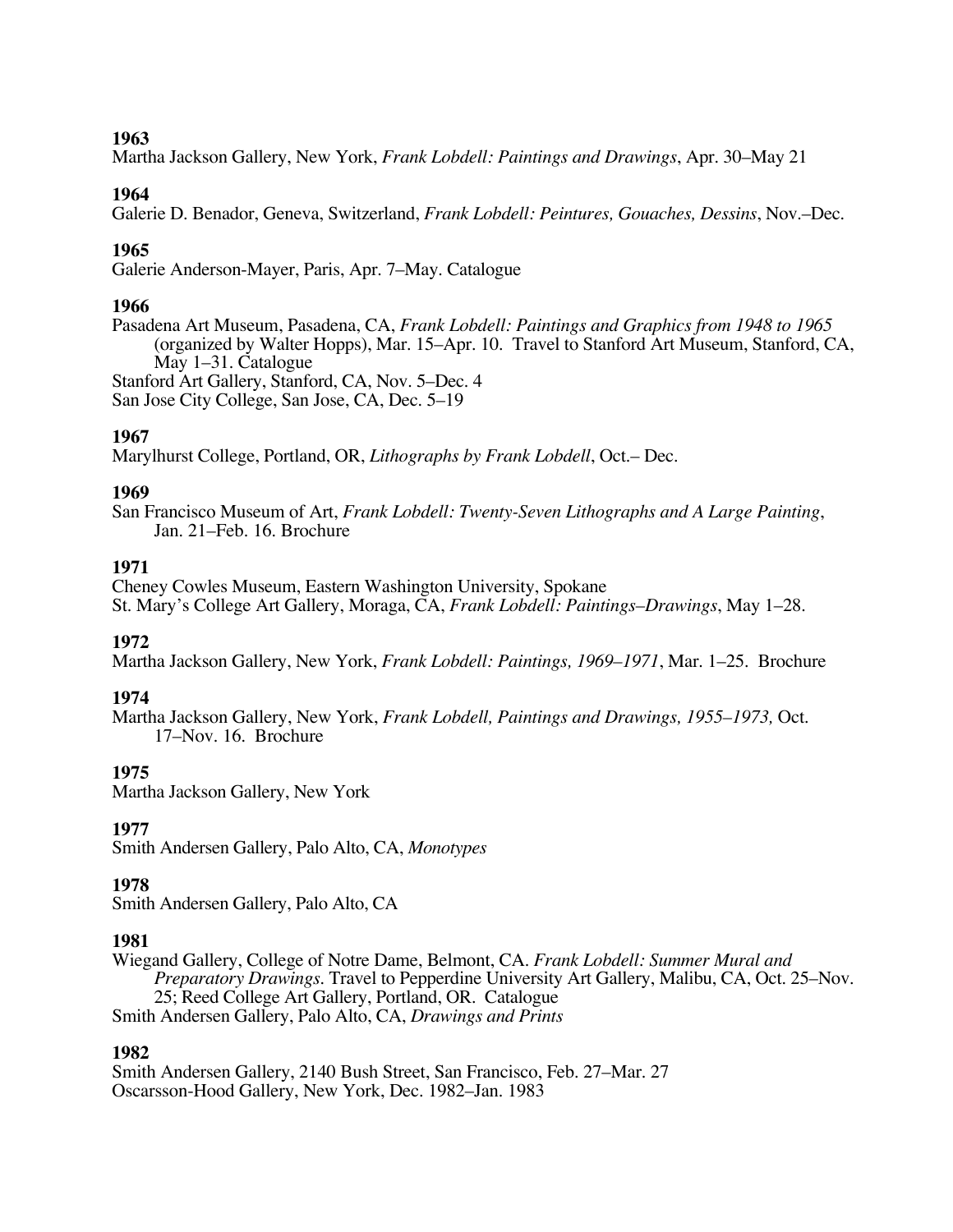**1963**
Martha Jackson Gallery, New York, *Frank Lobdell: Paintings and Drawings*, Apr. 30–May 21

**1964**
Galerie D. Benador, Geneva, Switzerland, *Frank Lobdell: Peintures, Gouaches, Dessins*, Nov.–Dec.

**1965**
Galerie Anderson-Mayer, Paris, Apr. 7–May. Catalogue

**1966**
Pasadena Art Museum, Pasadena, CA, *Frank Lobdell: Paintings and Graphics from 1948 to 1965* (organized by Walter Hopps), Mar. 15–Apr. 10. Travel to Stanford Art Museum, Stanford, CA, May 1–31. Catalogue
Stanford Art Gallery, Stanford, CA, Nov. 5–Dec. 4
San Jose City College, San Jose, CA, Dec. 5–19

**1967**
Marylhurst College, Portland, OR, *Lithographs by Frank Lobdell*, Oct.– Dec.

**1969**
San Francisco Museum of Art, *Frank Lobdell: Twenty-Seven Lithographs and A Large Painting*, Jan. 21–Feb. 16. Brochure

**1971**
Cheney Cowles Museum, Eastern Washington University, Spokane
St. Mary's College Art Gallery, Moraga, CA, *Frank Lobdell: Paintings–Drawings*, May 1–28.

**1972**
Martha Jackson Gallery, New York, *Frank Lobdell: Paintings, 1969–1971*, Mar. 1–25. Brochure

**1974**
Martha Jackson Gallery, New York, *Frank Lobdell, Paintings and Drawings, 1955–1973,* Oct. 17–Nov. 16. Brochure

**1975**
Martha Jackson Gallery, New York

**1977**
Smith Andersen Gallery, Palo Alto, CA, *Monotypes*

**1978**
Smith Andersen Gallery, Palo Alto, CA

**1981**
Wiegand Gallery, College of Notre Dame, Belmont, CA. *Frank Lobdell: Summer Mural and Preparatory Drawings*. Travel to Pepperdine University Art Gallery, Malibu, CA, Oct. 25–Nov. 25; Reed College Art Gallery, Portland, OR. Catalogue
Smith Andersen Gallery, Palo Alto, CA, *Drawings and Prints*

**1982**
Smith Andersen Gallery, 2140 Bush Street, San Francisco, Feb. 27–Mar. 27
Oscarsson-Hood Gallery, New York, Dec. 1982–Jan. 1983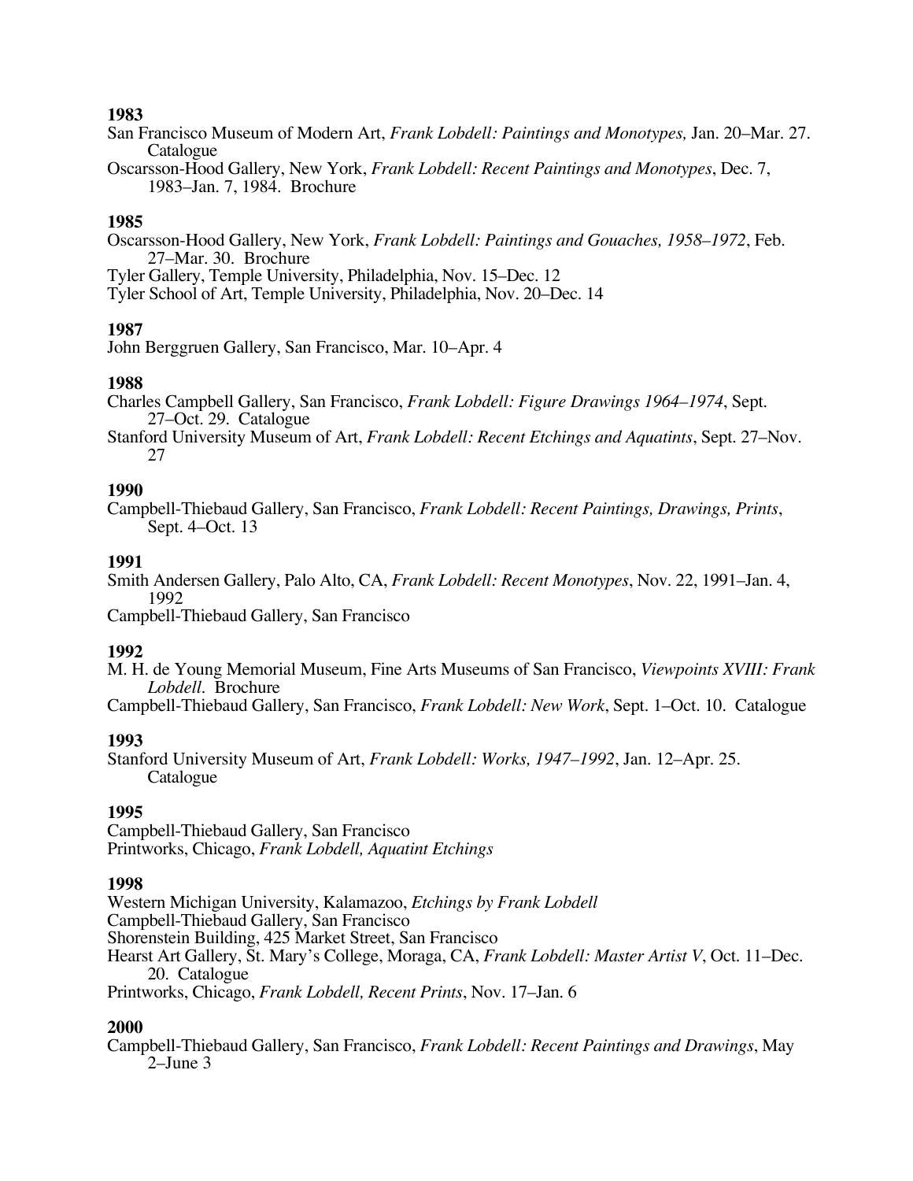**1983**

San Francisco Museum of Modern Art, *Frank Lobdell: Paintings and Monotypes,* Jan. 20–Mar. 27. Catalogue

Oscarsson-Hood Gallery, New York, *Frank Lobdell: Recent Paintings and Monotypes*, Dec. 7, 1983–Jan. 7, 1984. Brochure

**1985**

Oscarsson-Hood Gallery, New York, *Frank Lobdell: Paintings and Gouaches, 1958–1972*, Feb. 27–Mar. 30. Brochure

Tyler Gallery, Temple University, Philadelphia, Nov. 15–Dec. 12

Tyler School of Art, Temple University, Philadelphia, Nov. 20–Dec. 14

**1987**

John Berggruen Gallery, San Francisco, Mar. 10–Apr. 4

**1988**

Charles Campbell Gallery, San Francisco, *Frank Lobdell: Figure Drawings 1964–1974*, Sept. 27–Oct. 29. Catalogue

Stanford University Museum of Art, *Frank Lobdell: Recent Etchings and Aquatints*, Sept. 27–Nov. 27

**1990**

Campbell-Thiebaud Gallery, San Francisco, *Frank Lobdell: Recent Paintings, Drawings, Prints*, Sept. 4–Oct. 13

**1991**

Smith Andersen Gallery, Palo Alto, CA, *Frank Lobdell: Recent Monotypes*, Nov. 22, 1991–Jan. 4, 1992

Campbell-Thiebaud Gallery, San Francisco

**1992**

M. H. de Young Memorial Museum, Fine Arts Museums of San Francisco, *Viewpoints XVIII: Frank Lobdell.* Brochure

Campbell-Thiebaud Gallery, San Francisco, *Frank Lobdell: New Work*, Sept. 1–Oct. 10. Catalogue

**1993**

Stanford University Museum of Art, *Frank Lobdell: Works, 1947–1992*, Jan. 12–Apr. 25. Catalogue

**1995**

Campbell-Thiebaud Gallery, San Francisco

Printworks, Chicago, *Frank Lobdell, Aquatint Etchings*

**1998**

Western Michigan University, Kalamazoo, *Etchings by Frank Lobdell*

Campbell-Thiebaud Gallery, San Francisco

Shorenstein Building, 425 Market Street, San Francisco

Hearst Art Gallery, St. Mary's College, Moraga, CA, *Frank Lobdell: Master Artist V*, Oct. 11–Dec. 20. Catalogue

Printworks, Chicago, *Frank Lobdell, Recent Prints*, Nov. 17–Jan. 6

**2000**

Campbell-Thiebaud Gallery, San Francisco, *Frank Lobdell: Recent Paintings and Drawings*, May 2–June 3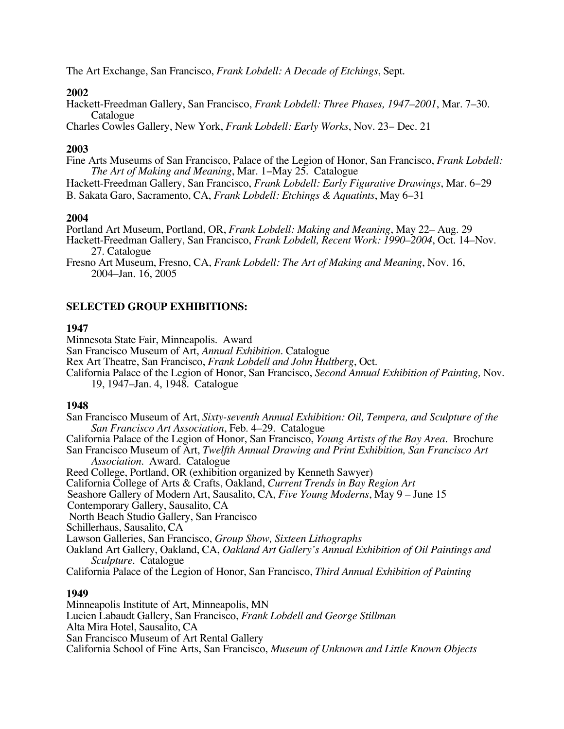The Art Exchange, San Francisco, *Frank Lobdell: A Decade of Etchings*, Sept.

**2002**

Hackett-Freedman Gallery, San Francisco, *Frank Lobdell: Three Phases, 1947–2001*, Mar. 7–30. Catalogue

Charles Cowles Gallery, New York, *Frank Lobdell: Early Works*, Nov. 23– Dec. 21

**2003**

Fine Arts Museums of San Francisco, Palace of the Legion of Honor, San Francisco, *Frank Lobdell: The Art of Making and Meaning*, Mar. 1–May 25. Catalogue

Hackett-Freedman Gallery, San Francisco, *Frank Lobdell: Early Figurative Drawings*, Mar. 6–29

B. Sakata Garo, Sacramento, CA, *Frank Lobdell: Etchings & Aquatints*, May 6–31

**2004**

Portland Art Museum, Portland, OR, *Frank Lobdell: Making and Meaning*, May 22– Aug. 29

Hackett-Freedman Gallery, San Francisco, *Frank Lobdell, Recent Work: 1990–2004*, Oct. 14–Nov. 27. Catalogue

Fresno Art Museum, Fresno, CA, *Frank Lobdell: The Art of Making and Meaning*, Nov. 16, 2004–Jan. 16, 2005

## SELECTED GROUP EXHIBITIONS:

**1947**

Minnesota State Fair, Minneapolis. Award

San Francisco Museum of Art, *Annual Exhibition*. Catalogue

Rex Art Theatre, San Francisco, *Frank Lobdell and John Hultberg*, Oct.

California Palace of the Legion of Honor, San Francisco, *Second Annual Exhibition of Painting,* Nov. 19, 1947–Jan. 4, 1948. Catalogue

**1948**

San Francisco Museum of Art, *Sixty-seventh Annual Exhibition: Oil, Tempera, and Sculpture of the San Francisco Art Association*, Feb. 4–29. Catalogue

California Palace of the Legion of Honor, San Francisco, *Young Artists of the Bay Area*. Brochure

San Francisco Museum of Art, *Twelfth Annual Drawing and Print Exhibition, San Francisco Art Association*. Award. Catalogue

Reed College, Portland, OR (exhibition organized by Kenneth Sawyer)

California College of Arts & Crafts, Oakland, *Current Trends in Bay Region Art*

Seashore Gallery of Modern Art, Sausalito, CA, *Five Young Moderns*, May 9 – June 15

Contemporary Gallery, Sausalito, CA

North Beach Studio Gallery, San Francisco

Schillerhaus, Sausalito, CA

Lawson Galleries, San Francisco, *Group Show, Sixteen Lithographs*

Oakland Art Gallery, Oakland, CA, *Oakland Art Gallery's Annual Exhibition of Oil Paintings and Sculpture*. Catalogue

California Palace of the Legion of Honor, San Francisco, *Third Annual Exhibition of Painting*

**1949**

Minneapolis Institute of Art, Minneapolis, MN

Lucien Labaudt Gallery, San Francisco, *Frank Lobdell and George Stillman*

Alta Mira Hotel, Sausalito, CA

San Francisco Museum of Art Rental Gallery

California School of Fine Arts, San Francisco, *Museum of Unknown and Little Known Objects*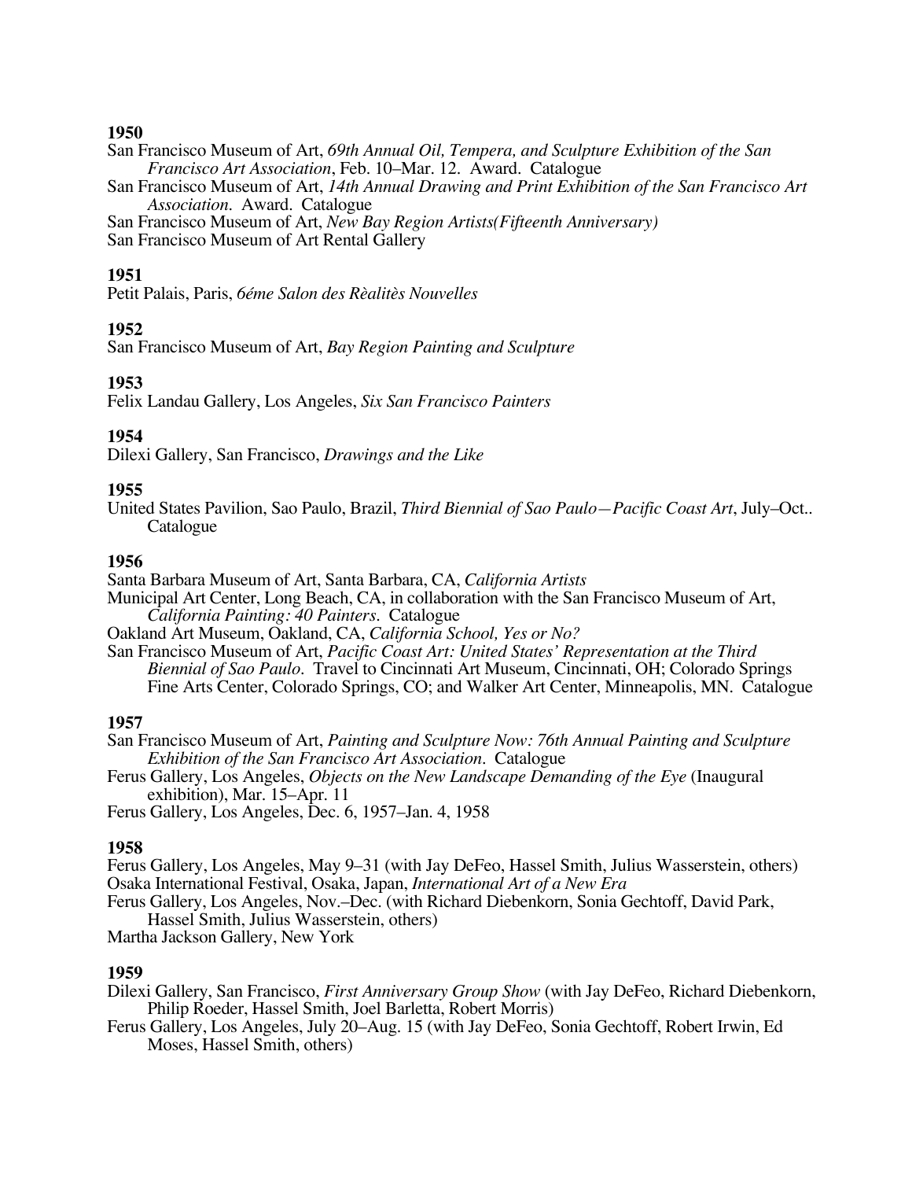**1950**

San Francisco Museum of Art, *69th Annual Oil, Tempera, and Sculpture Exhibition of the San Francisco Art Association*, Feb. 10–Mar. 12. Award. Catalogue

San Francisco Museum of Art, *14th Annual Drawing and Print Exhibition of the San Francisco Art Association*. Award. Catalogue

San Francisco Museum of Art, *New Bay Region Artists(Fifteenth Anniversary)*

San Francisco Museum of Art Rental Gallery

**1951**

Petit Palais, Paris, *6éme Salon des Rèalitès Nouvelles*

**1952**

San Francisco Museum of Art, *Bay Region Painting and Sculpture*

**1953**

Felix Landau Gallery, Los Angeles, *Six San Francisco Painters*

**1954**

Dilexi Gallery, San Francisco, *Drawings and the Like*

**1955**

United States Pavilion, Sao Paulo, Brazil, *Third Biennial of Sao Paulo—Pacific Coast Art*, July–Oct.. Catalogue

**1956**

Santa Barbara Museum of Art, Santa Barbara, CA, *California Artists*

Municipal Art Center, Long Beach, CA, in collaboration with the San Francisco Museum of Art, *California Painting: 40 Painters*. Catalogue

Oakland Art Museum, Oakland, CA, *California School, Yes or No?*

San Francisco Museum of Art, *Pacific Coast Art: United States' Representation at the Third Biennial of Sao Paulo*. Travel to Cincinnati Art Museum, Cincinnati, OH; Colorado Springs Fine Arts Center, Colorado Springs, CO; and Walker Art Center, Minneapolis, MN. Catalogue

**1957**

San Francisco Museum of Art, *Painting and Sculpture Now: 76th Annual Painting and Sculpture Exhibition of the San Francisco Art Association*. Catalogue

Ferus Gallery, Los Angeles, *Objects on the New Landscape Demanding of the Eye* (Inaugural exhibition), Mar. 15–Apr. 11

Ferus Gallery, Los Angeles, Dec. 6, 1957–Jan. 4, 1958

**1958**

Ferus Gallery, Los Angeles, May 9–31 (with Jay DeFeo, Hassel Smith, Julius Wasserstein, others)

Osaka International Festival, Osaka, Japan, *International Art of a New Era*

Ferus Gallery, Los Angeles, Nov.–Dec. (with Richard Diebenkorn, Sonia Gechtoff, David Park, Hassel Smith, Julius Wasserstein, others)

Martha Jackson Gallery, New York

**1959**

Dilexi Gallery, San Francisco, *First Anniversary Group Show* (with Jay DeFeo, Richard Diebenkorn, Philip Roeder, Hassel Smith, Joel Barletta, Robert Morris)

Ferus Gallery, Los Angeles, July 20–Aug. 15 (with Jay DeFeo, Sonia Gechtoff, Robert Irwin, Ed Moses, Hassel Smith, others)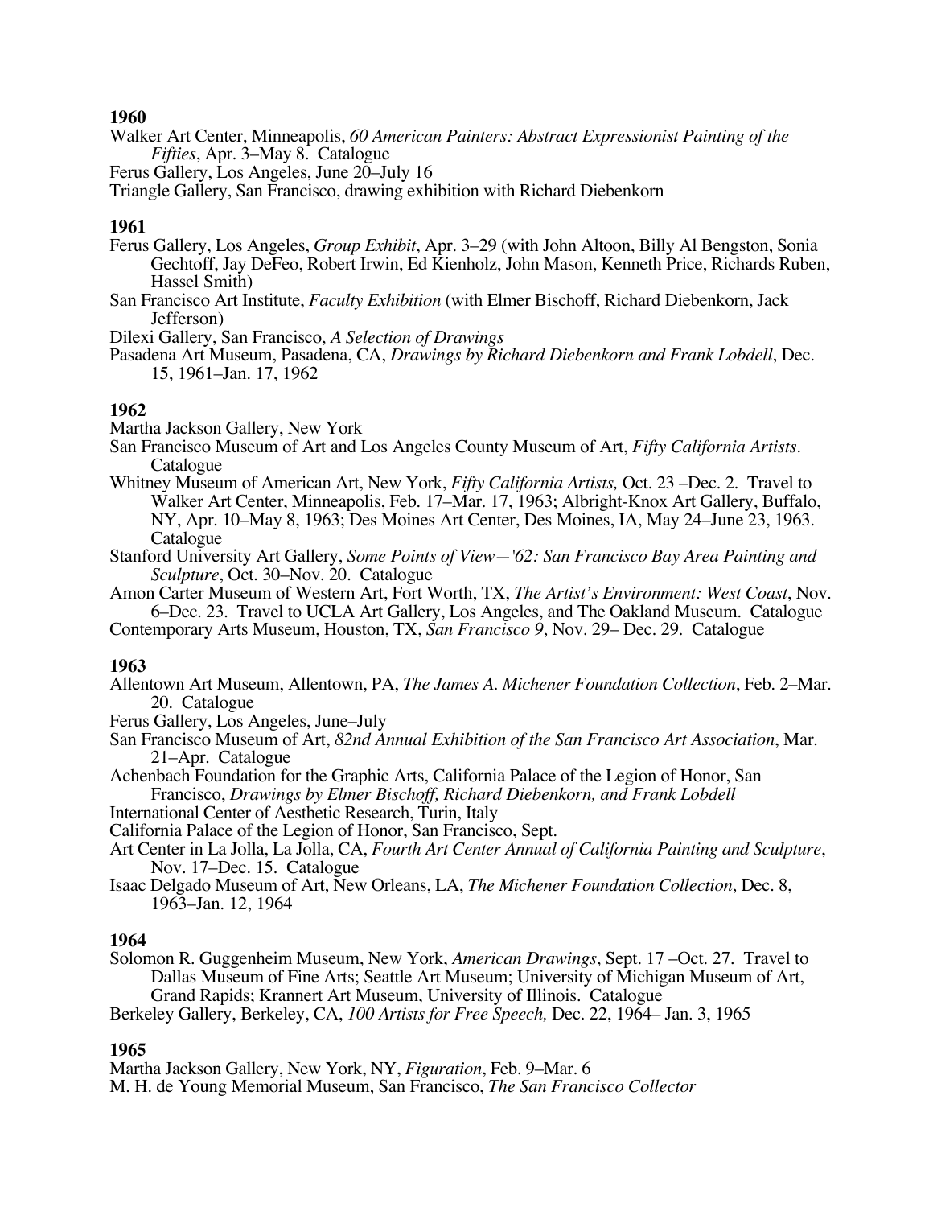**1960**

Walker Art Center, Minneapolis, *60 American Painters: Abstract Expressionist Painting of the Fifties*, Apr. 3–May 8. Catalogue

Ferus Gallery, Los Angeles, June 20–July 16

Triangle Gallery, San Francisco, drawing exhibition with Richard Diebenkorn

**1961**

Ferus Gallery, Los Angeles, *Group Exhibit*, Apr. 3–29 (with John Altoon, Billy Al Bengston, Sonia Gechtoff, Jay DeFeo, Robert Irwin, Ed Kienholz, John Mason, Kenneth Price, Richards Ruben, Hassel Smith)

San Francisco Art Institute, *Faculty Exhibition* (with Elmer Bischoff, Richard Diebenkorn, Jack Jefferson)

Dilexi Gallery, San Francisco, *A Selection of Drawings*

Pasadena Art Museum, Pasadena, CA, *Drawings by Richard Diebenkorn and Frank Lobdell*, Dec. 15, 1961–Jan. 17, 1962

**1962**

Martha Jackson Gallery, New York

San Francisco Museum of Art and Los Angeles County Museum of Art, *Fifty California Artists*. Catalogue

Whitney Museum of American Art, New York, *Fifty California Artists,* Oct. 23 –Dec. 2. Travel to Walker Art Center, Minneapolis, Feb. 17–Mar. 17, 1963; Albright-Knox Art Gallery, Buffalo, NY, Apr. 10–May 8, 1963; Des Moines Art Center, Des Moines, IA, May 24–June 23, 1963. Catalogue

Stanford University Art Gallery, *Some Points of View—'62: San Francisco Bay Area Painting and Sculpture*, Oct. 30–Nov. 20. Catalogue

Amon Carter Museum of Western Art, Fort Worth, TX, *The Artist's Environment: West Coast*, Nov. 6–Dec. 23. Travel to UCLA Art Gallery, Los Angeles, and The Oakland Museum. Catalogue

Contemporary Arts Museum, Houston, TX, *San Francisco 9*, Nov. 29– Dec. 29. Catalogue

**1963**

Allentown Art Museum, Allentown, PA, *The James A. Michener Foundation Collection*, Feb. 2–Mar. 20. Catalogue

Ferus Gallery, Los Angeles, June–July

San Francisco Museum of Art, *82nd Annual Exhibition of the San Francisco Art Association*, Mar. 21–Apr. Catalogue

Achenbach Foundation for the Graphic Arts, California Palace of the Legion of Honor, San Francisco, *Drawings by Elmer Bischoff, Richard Diebenkorn, and Frank Lobdell*

International Center of Aesthetic Research, Turin, Italy

California Palace of the Legion of Honor, San Francisco, Sept.

Art Center in La Jolla, La Jolla, CA, *Fourth Art Center Annual of California Painting and Sculpture*, Nov. 17–Dec. 15. Catalogue

Isaac Delgado Museum of Art, New Orleans, LA, *The Michener Foundation Collection*, Dec. 8, 1963–Jan. 12, 1964

**1964**

Solomon R. Guggenheim Museum, New York, *American Drawings*, Sept. 17 –Oct. 27. Travel to Dallas Museum of Fine Arts; Seattle Art Museum; University of Michigan Museum of Art, Grand Rapids; Krannert Art Museum, University of Illinois. Catalogue

Berkeley Gallery, Berkeley, CA, *100 Artists for Free Speech,* Dec. 22, 1964– Jan. 3, 1965

**1965**

Martha Jackson Gallery, New York, NY, *Figuration*, Feb. 9–Mar. 6

M. H. de Young Memorial Museum, San Francisco, *The San Francisco Collector*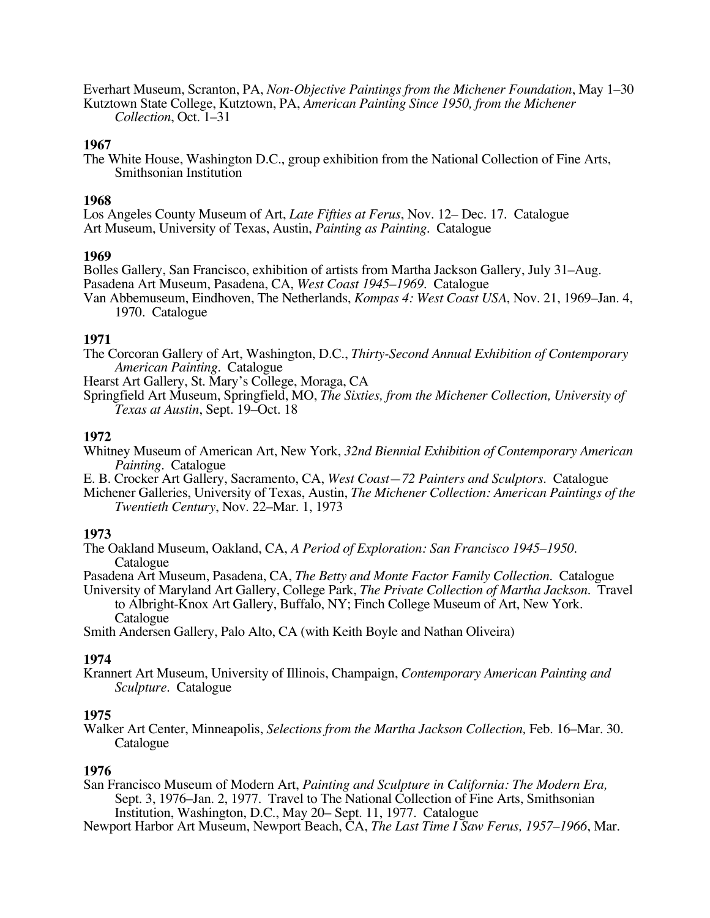Everhart Museum, Scranton, PA, *Non-Objective Paintings from the Michener Foundation*, May 1–30
Kutztown State College, Kutztown, PA, *American Painting Since 1950, from the Michener Collection*, Oct. 1–31

**1967**

The White House, Washington D.C., group exhibition from the National Collection of Fine Arts, Smithsonian Institution

**1968**

Los Angeles County Museum of Art, *Late Fifties at Ferus*, Nov. 12– Dec. 17. Catalogue
Art Museum, University of Texas, Austin, *Painting as Painting*. Catalogue

**1969**

Bolles Gallery, San Francisco, exhibition of artists from Martha Jackson Gallery, July 31–Aug.
Pasadena Art Museum, Pasadena, CA, *West Coast 1945–1969*. Catalogue
Van Abbemuseum, Eindhoven, The Netherlands, *Kompas 4: West Coast USA*, Nov. 21, 1969–Jan. 4, 1970. Catalogue

**1971**

The Corcoran Gallery of Art, Washington, D.C., *Thirty-Second Annual Exhibition of Contemporary American Painting*. Catalogue
Hearst Art Gallery, St. Mary's College, Moraga, CA
Springfield Art Museum, Springfield, MO, *The Sixties, from the Michener Collection, University of Texas at Austin*, Sept. 19–Oct. 18

**1972**

Whitney Museum of American Art, New York, *32nd Biennial Exhibition of Contemporary American Painting*. Catalogue
E. B. Crocker Art Gallery, Sacramento, CA, *West Coast—72 Painters and Sculptors*. Catalogue
Michener Galleries, University of Texas, Austin, *The Michener Collection: American Paintings of the Twentieth Century*, Nov. 22–Mar. 1, 1973

**1973**

The Oakland Museum, Oakland, CA, *A Period of Exploration: San Francisco 1945–1950*. Catalogue
Pasadena Art Museum, Pasadena, CA, *The Betty and Monte Factor Family Collection*. Catalogue
University of Maryland Art Gallery, College Park, *The Private Collection of Martha Jackson*. Travel to Albright-Knox Art Gallery, Buffalo, NY; Finch College Museum of Art, New York. Catalogue
Smith Andersen Gallery, Palo Alto, CA (with Keith Boyle and Nathan Oliveira)

**1974**

Krannert Art Museum, University of Illinois, Champaign, *Contemporary American Painting and Sculpture*. Catalogue

**1975**

Walker Art Center, Minneapolis, *Selections from the Martha Jackson Collection,* Feb. 16–Mar. 30. Catalogue

**1976**

San Francisco Museum of Modern Art, *Painting and Sculpture in California: The Modern Era,* Sept. 3, 1976–Jan. 2, 1977. Travel to The National Collection of Fine Arts, Smithsonian Institution, Washington, D.C., May 20– Sept. 11, 1977. Catalogue
Newport Harbor Art Museum, Newport Beach, CA, *The Last Time I Saw Ferus, 1957–1966*, Mar.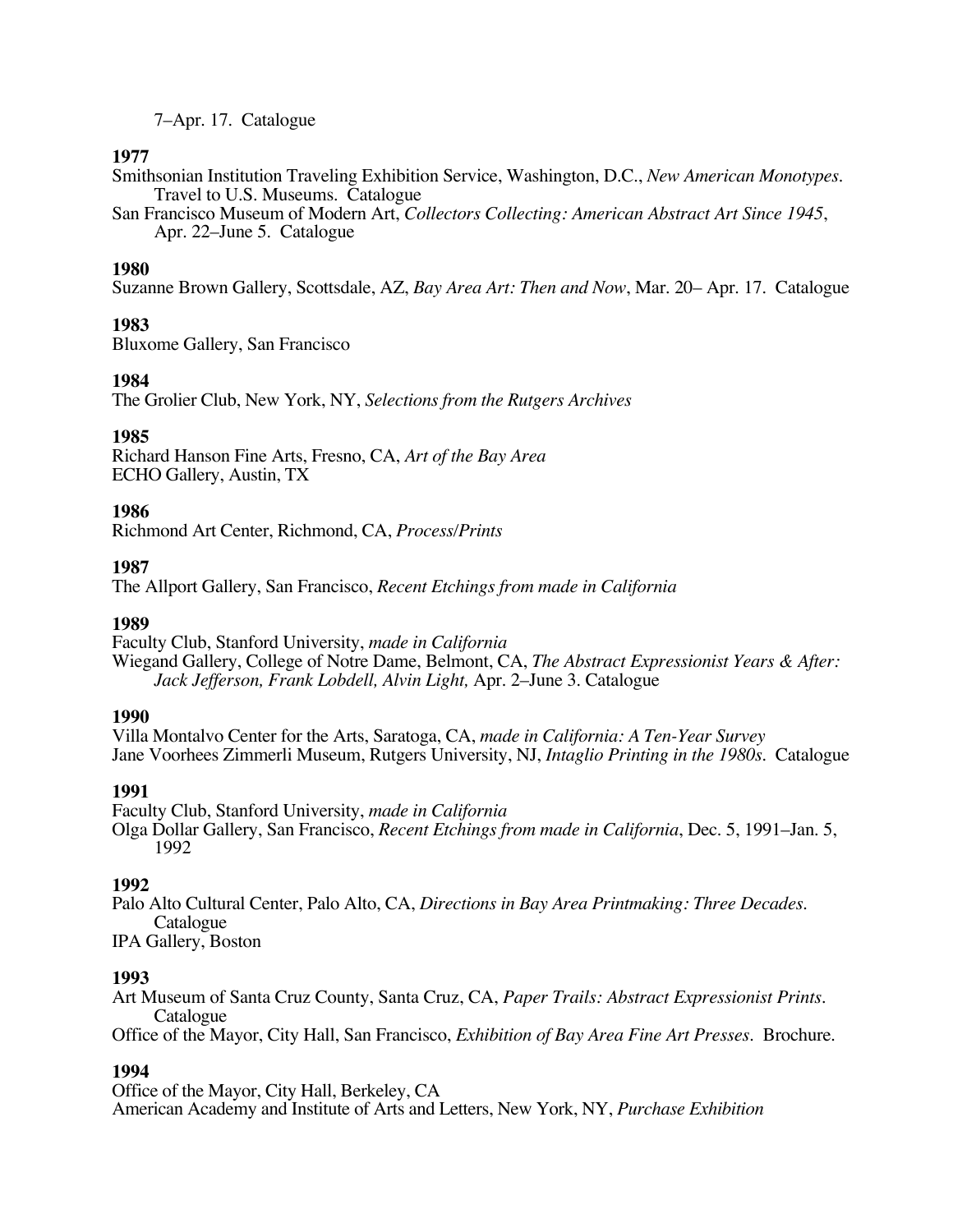7–Apr. 17. Catalogue

**1977**

Smithsonian Institution Traveling Exhibition Service, Washington, D.C., *New American Monotypes.* Travel to U.S. Museums. Catalogue

San Francisco Museum of Modern Art, *Collectors Collecting: American Abstract Art Since 1945*, Apr. 22–June 5. Catalogue

**1980**

Suzanne Brown Gallery, Scottsdale, AZ, *Bay Area Art: Then and Now*, Mar. 20– Apr. 17. Catalogue

**1983**

Bluxome Gallery, San Francisco

**1984**

The Grolier Club, New York, NY, *Selections from the Rutgers Archives*

**1985**

Richard Hanson Fine Arts, Fresno, CA, *Art of the Bay Area*

ECHO Gallery, Austin, TX

**1986**

Richmond Art Center, Richmond, CA, *Process/Prints*

**1987**

The Allport Gallery, San Francisco, *Recent Etchings from made in California*

**1989**

Faculty Club, Stanford University, *made in California*

Wiegand Gallery, College of Notre Dame, Belmont, CA, *The Abstract Expressionist Years & After: Jack Jefferson, Frank Lobdell, Alvin Light,* Apr. 2–June 3. Catalogue

**1990**

Villa Montalvo Center for the Arts, Saratoga, CA, *made in California: A Ten-Year Survey*

Jane Voorhees Zimmerli Museum, Rutgers University, NJ, *Intaglio Printing in the 1980s.* Catalogue

**1991**

Faculty Club, Stanford University, *made in California*

Olga Dollar Gallery, San Francisco, *Recent Etchings from made in California*, Dec. 5, 1991–Jan. 5, 1992

**1992**

Palo Alto Cultural Center, Palo Alto, CA, *Directions in Bay Area Printmaking: Three Decades.* Catalogue

IPA Gallery, Boston

**1993**

Art Museum of Santa Cruz County, Santa Cruz, CA, *Paper Trails: Abstract Expressionist Prints.* Catalogue

Office of the Mayor, City Hall, San Francisco, *Exhibition of Bay Area Fine Art Presses*. Brochure.

**1994**

Office of the Mayor, City Hall, Berkeley, CA

American Academy and Institute of Arts and Letters, New York, NY, *Purchase Exhibition*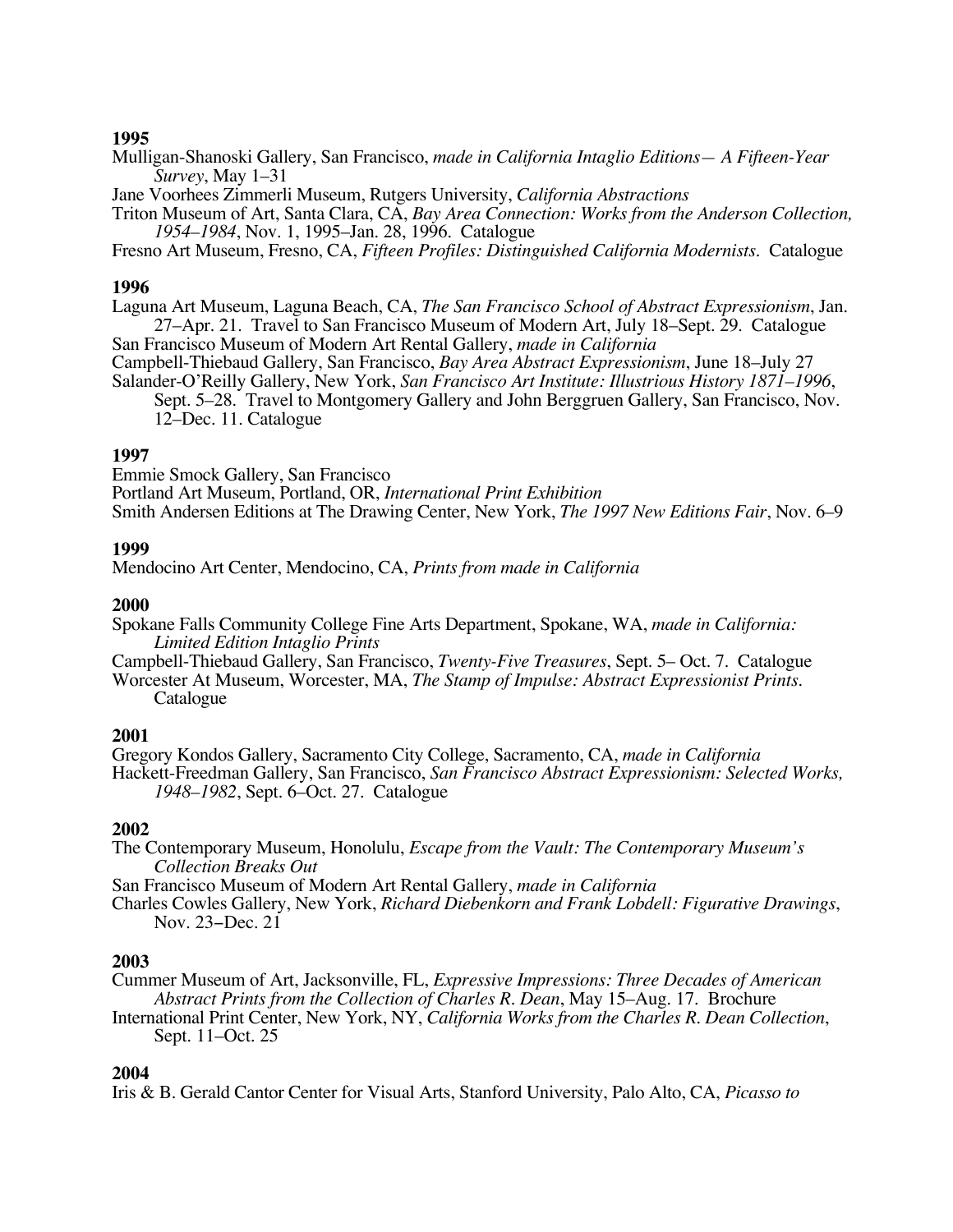**1995**

Mulligan-Shanoski Gallery, San Francisco, *made in California Intaglio Editions— A Fifteen-Year Survey*, May 1–31

Jane Voorhees Zimmerli Museum, Rutgers University, *California Abstractions*

Triton Museum of Art, Santa Clara, CA, *Bay Area Connection: Works from the Anderson Collection, 1954–1984*, Nov. 1, 1995–Jan. 28, 1996. Catalogue

Fresno Art Museum, Fresno, CA, *Fifteen Profiles: Distinguished California Modernists*. Catalogue

**1996**

Laguna Art Museum, Laguna Beach, CA, *The San Francisco School of Abstract Expressionism*, Jan. 27–Apr. 21. Travel to San Francisco Museum of Modern Art, July 18–Sept. 29. Catalogue

San Francisco Museum of Modern Art Rental Gallery, *made in California*

Campbell-Thiebaud Gallery, San Francisco, *Bay Area Abstract Expressionism*, June 18–July 27

Salander-O'Reilly Gallery, New York, *San Francisco Art Institute: Illustrious History 1871–1996*, Sept. 5–28. Travel to Montgomery Gallery and John Berggruen Gallery, San Francisco, Nov. 12–Dec. 11. Catalogue

**1997**

Emmie Smock Gallery, San Francisco

Portland Art Museum, Portland, OR, *International Print Exhibition*

Smith Andersen Editions at The Drawing Center, New York, *The 1997 New Editions Fair*, Nov. 6–9

**1999**

Mendocino Art Center, Mendocino, CA, *Prints from made in California*

**2000**

Spokane Falls Community College Fine Arts Department, Spokane, WA, *made in California: Limited Edition Intaglio Prints*

Campbell-Thiebaud Gallery, San Francisco, *Twenty-Five Treasures*, Sept. 5– Oct. 7. Catalogue

Worcester At Museum, Worcester, MA, *The Stamp of Impulse: Abstract Expressionist Prints.* Catalogue

**2001**

Gregory Kondos Gallery, Sacramento City College, Sacramento, CA, *made in California*

Hackett-Freedman Gallery, San Francisco, *San Francisco Abstract Expressionism: Selected Works, 1948–1982*, Sept. 6–Oct. 27. Catalogue

**2002**

The Contemporary Museum, Honolulu, *Escape from the Vault: The Contemporary Museum's Collection Breaks Out*

San Francisco Museum of Modern Art Rental Gallery, *made in California*

Charles Cowles Gallery, New York, *Richard Diebenkorn and Frank Lobdell: Figurative Drawings*, Nov. 23–Dec. 21

**2003**

Cummer Museum of Art, Jacksonville, FL, *Expressive Impressions: Three Decades of American Abstract Prints from the Collection of Charles R. Dean*, May 15–Aug. 17. Brochure

International Print Center, New York, NY, *California Works from the Charles R. Dean Collection*, Sept. 11–Oct. 25

**2004**

Iris & B. Gerald Cantor Center for Visual Arts, Stanford University, Palo Alto, CA, *Picasso to*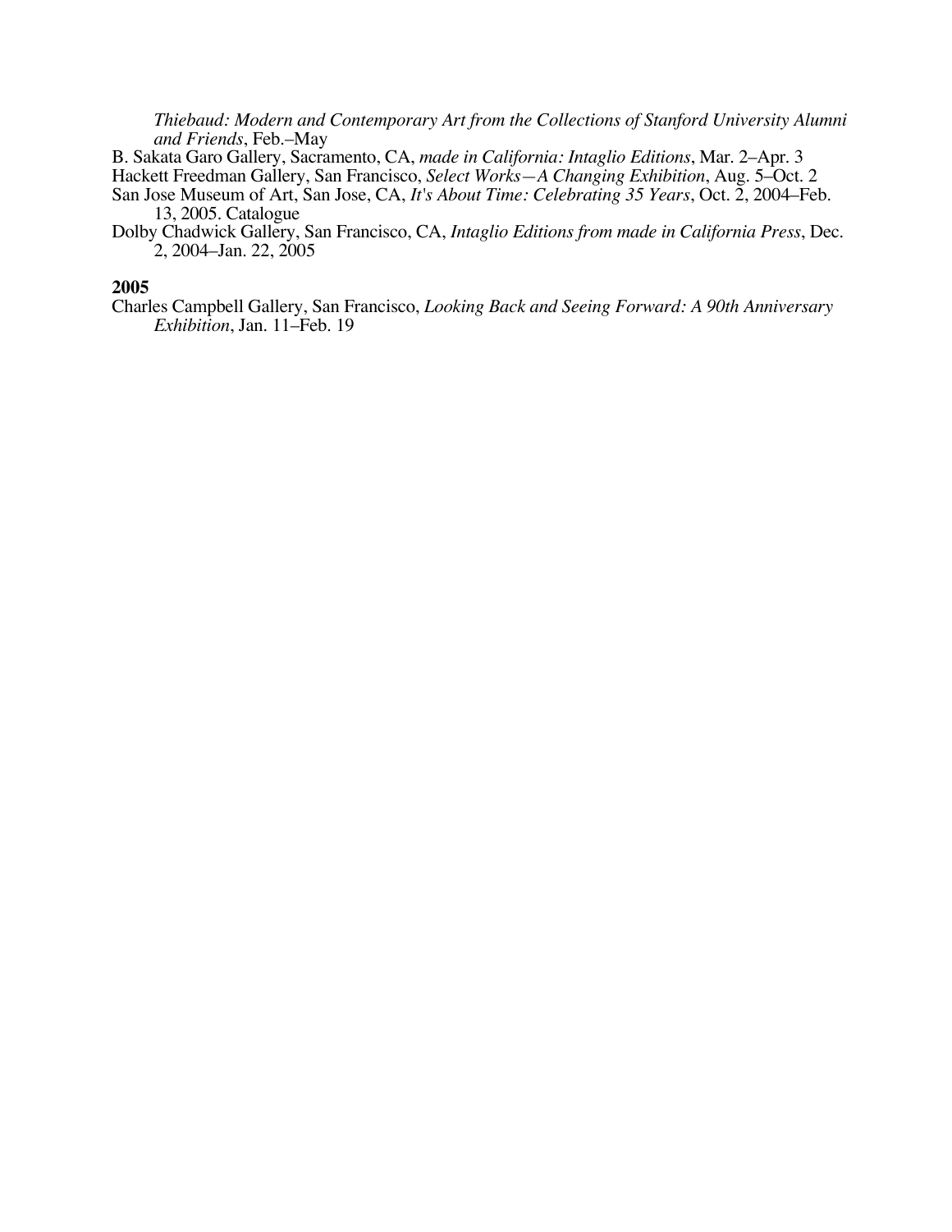*Thiebaud: Modern and Contemporary Art from the Collections of Stanford University Alumni and Friends*, Feb.–May

B. Sakata Garo Gallery, Sacramento, CA, *made in California: Intaglio Editions*, Mar. 2–Apr. 3

Hackett Freedman Gallery, San Francisco, *Select Works—A Changing Exhibition*, Aug. 5–Oct. 2

San Jose Museum of Art, San Jose, CA, *It's About Time: Celebrating 35 Years*, Oct. 2, 2004–Feb. 13, 2005. Catalogue

Dolby Chadwick Gallery, San Francisco, CA, *Intaglio Editions from made in California Press*, Dec. 2, 2004–Jan. 22, 2005

**2005**

Charles Campbell Gallery, San Francisco, *Looking Back and Seeing Forward: A 90th Anniversary Exhibition*, Jan. 11–Feb. 19